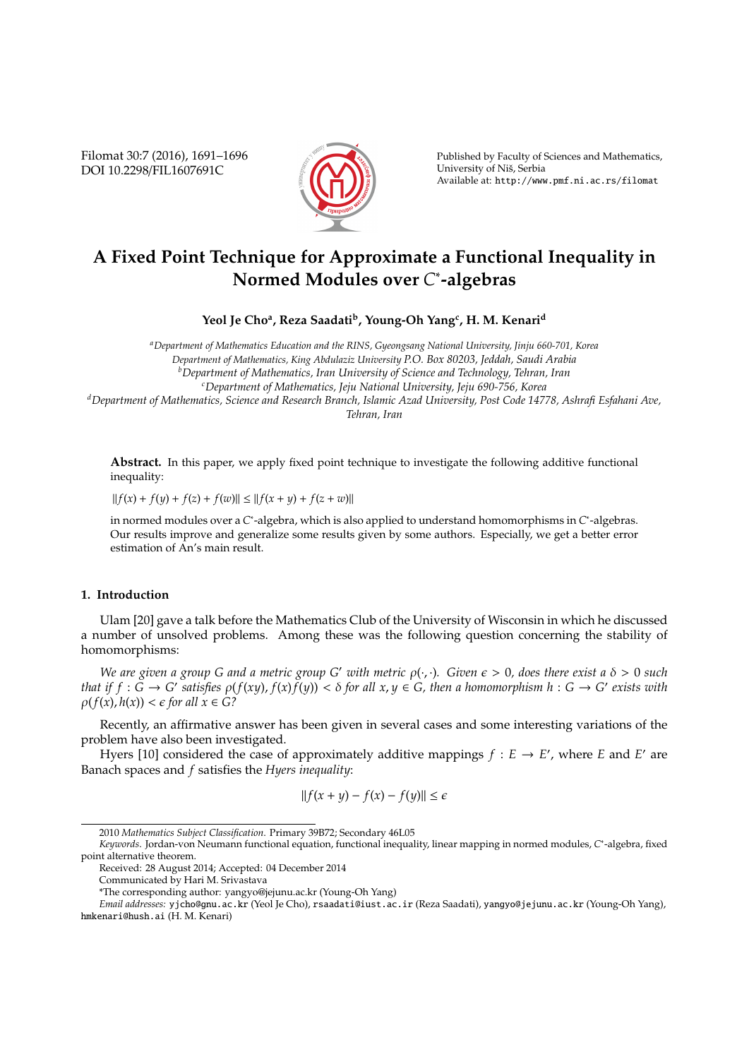# A Fixed Point Technique for Approximate a Functional Inequality in Normed Modules over $C^*$-algebras

**Yeol Je Cho[a], Reza Saadati[b], Young-Oh Yang[c], H. M. Kenari[d]**

[a]*Department of Mathematics Education and the RINS, Gyeongsang National University, Jinju 660-701, Korea*
*Department of Mathematics, King Abdulaziz University P.O. Box 80203, Jeddah, Saudi Arabia*
[b]*Department of Mathematics, Iran University of Science and Technology, Tehran, Iran*
[c]*Department of Mathematics, Jeju National University, Jeju 690-756, Korea*
[d]*Department of Mathematics, Science and Research Branch, Islamic Azad University, Post Code 14778, Ashrafi Esfahani Ave, Tehran, Iran*

**Abstract.** In this paper, we apply fixed point technique to investigate the following additive functional inequality:

$\|f(x) + f(y) + f(z) + f(w)\| \le \|f(x + y) + f(z + w)\|$

in normed modules over a $C^*$-algebra, which is also applied to understand homomorphisms in $C^*$-algebras. Our results improve and generalize some results given by some authors. Especially, we get a better error estimation of An's main result.

## 1. Introduction

Ulam [20] gave a talk before the Mathematics Club of the University of Wisconsin in which he discussed a number of unsolved problems. Among these was the following question concerning the stability of homomorphisms:

*We are given a group $G$ and a metric group $G'$ with metric $\rho(\cdot,\cdot)$. Given $\epsilon > 0$, does there exist a $\delta > 0$ such that if $f : G \to G'$ satisfies $\rho(f(xy), f(x)f(y)) < \delta$ for all $x, y \in G$, then a homomorphism $h : G \to G'$ exists with $\rho(f(x), h(x)) < \epsilon$ for all $x \in G$?*

Recently, an affirmative answer has been given in several cases and some interesting variations of the problem have also been investigated.

Hyers [10] considered the case of approximately additive mappings $f : E \to E'$, where $E$ and $E'$ are Banach spaces and $f$ satisfies the *Hyers inequality*:

$$\|f(x + y) - f(x) - f(y)\| \le \epsilon$$

---

2010 *Mathematics Subject Classification*. Primary 39B72; Secondary 46L05

*Keywords*. Jordan-von Neumann functional equation, functional inequality, linear mapping in normed modules, $C^*$-algebra, fixed point alternative theorem.

Received: 28 August 2014; Accepted: 04 December 2014

Communicated by Hari M. Srivastava

*The corresponding author: yangyo@jejunu.ac.kr (Young-Oh Yang)

*Email addresses:* yjcho@gnu.ac.kr (Yeol Je Cho), rsaadati@iust.ac.ir (Reza Saadati), yangyo@jejunu.ac.kr (Young-Oh Yang), hmkenari@hush.ai (H. M. Kenari)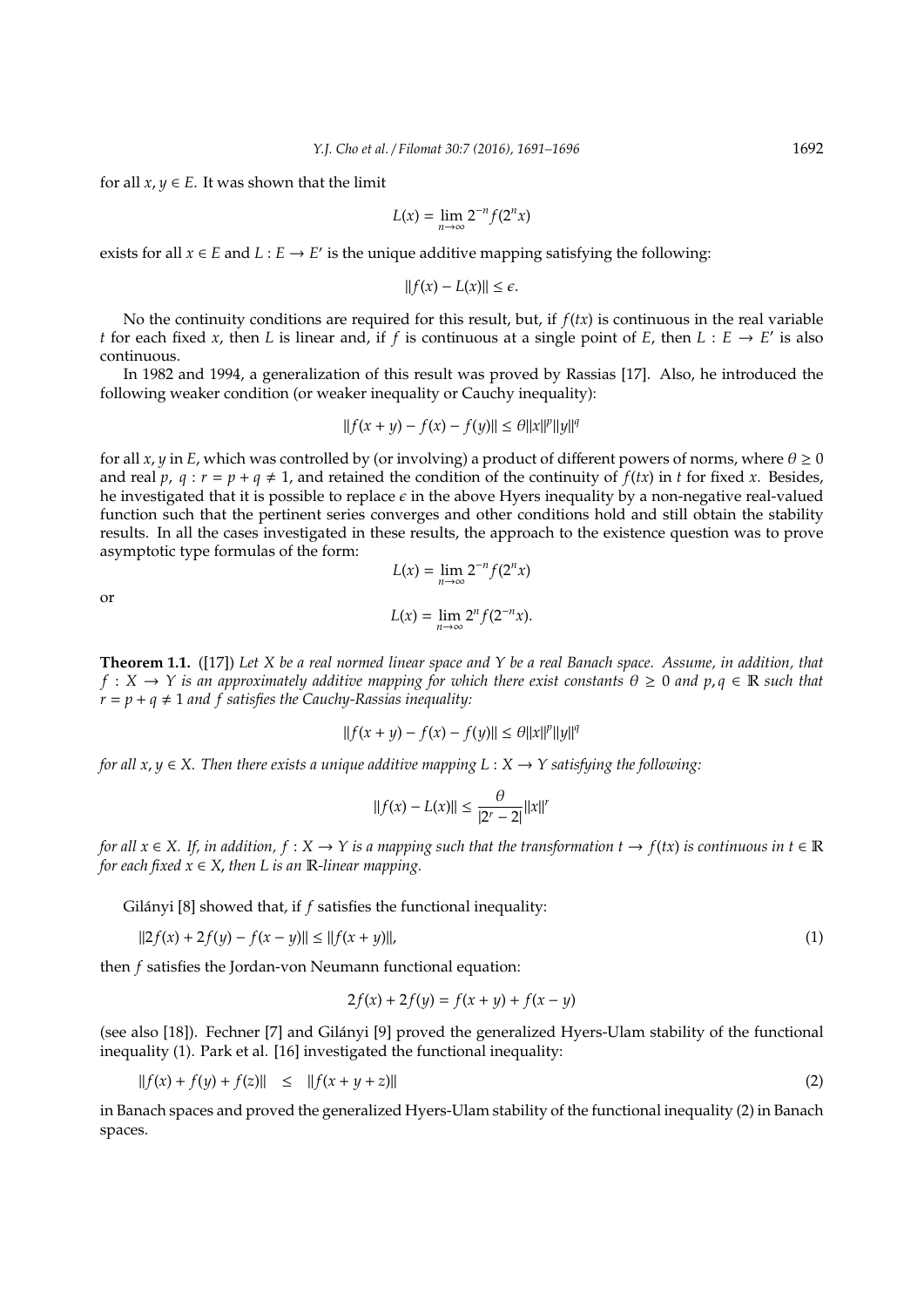for all $x, y \in E$. It was shown that the limit

$$L(x) = \lim_{n\to\infty} 2^{-n} f(2^n x)$$

exists for all $x \in E$ and $L : E \to E'$ is the unique additive mapping satisfying the following:

$$\|f(x) - L(x)\| \le \epsilon.$$

No the continuity conditions are required for this result, but, if $f(tx)$ is continuous in the real variable $t$ for each fixed $x$, then $L$ is linear and, if $f$ is continuous at a single point of $E$, then $L : E \to E'$ is also continuous.

In 1982 and 1994, a generalization of this result was proved by Rassias [17]. Also, he introduced the following weaker condition (or weaker inequality or Cauchy inequality):

$$\|f(x + y) - f(x) - f(y)\| \le \theta \|x\|^p \|y\|^q$$

for all $x, y$ in $E$, which was controlled by (or involving) a product of different powers of norms, where $\theta \ge 0$ and real $p$, $q : r = p + q \neq 1$, and retained the condition of the continuity of $f(tx)$ in $t$ for fixed $x$. Besides, he investigated that it is possible to replace $\epsilon$ in the above Hyers inequality by a non-negative real-valued function such that the pertinent series converges and other conditions hold and still obtain the stability results. In all the cases investigated in these results, the approach to the existence question was to prove asymptotic type formulas of the form:

$$L(x) = \lim_{n\to\infty} 2^{-n} f(2^n x)$$

or

$$L(x) = \lim_{n\to\infty} 2^{n} f(2^{-n} x).$$

**Theorem 1.1.** ([17]) *Let $X$ be a real normed linear space and $Y$ be a real Banach space. Assume, in addition, that $f : X \to Y$ is an approximately additive mapping for which there exist constants $\theta \ge 0$ and $p, q \in \mathbb{R}$ such that $r = p + q \neq 1$ and $f$ satisfies the Cauchy-Rassias inequality:*

$$\|f(x + y) - f(x) - f(y)\| \le \theta \|x\|^p \|y\|^q$$

*for all $x, y \in X$. Then there exists a unique additive mapping $L : X \to Y$ satisfying the following:*

$$\|f(x) - L(x)\| \le \frac{\theta}{|2^r - 2|} \|x\|^r$$

*for all $x \in X$. If, in addition, $f : X \to Y$ is a mapping such that the transformation $t \to f(tx)$ is continuous in $t \in \mathbb{R}$ for each fixed $x \in X$, then $L$ is an $\mathbb{R}$-linear mapping.*

Gilányi [8] showed that, if $f$ satisfies the functional inequality:

$$\|2f(x) + 2f(y) - f(x - y)\| \le \|f(x + y)\|, \tag{1}$$

then $f$ satisfies the Jordan-von Neumann functional equation:

$$2f(x) + 2f(y) = f(x + y) + f(x - y)$$

(see also [18]). Fechner [7] and Gilányi [9] proved the generalized Hyers-Ulam stability of the functional inequality (1). Park et al. [16] investigated the functional inequality:

$$\|f(x) + f(y) + f(z)\| \le \|f(x + y + z)\| \tag{2}$$

in Banach spaces and proved the generalized Hyers-Ulam stability of the functional inequality (2) in Banach spaces.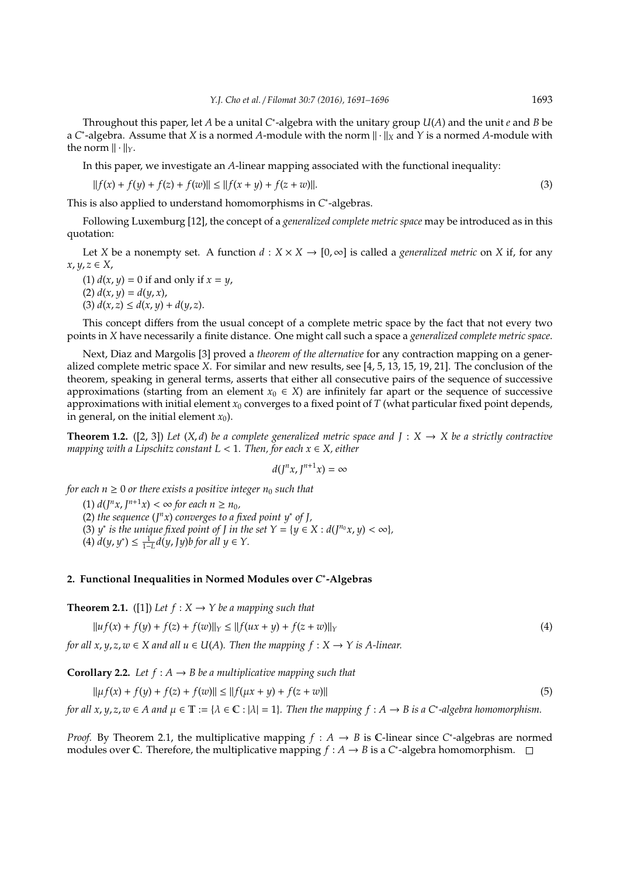Throughout this paper, let $A$ be a unital $C^*$-algebra with the unitary group $U(A)$ and the unit $e$ and $B$ be a $C^*$-algebra. Assume that $X$ is a normed $A$-module with the norm $\|\cdot\|_X$ and $Y$ is a normed $A$-module with the norm $\|\cdot\|_Y$.

In this paper, we investigate an $A$-linear mapping associated with the functional inequality:

$$\|f(x) + f(y) + f(z) + f(w)\| \leq \|f(x+y) + f(z+w)\|. \tag{3}$$

This is also applied to understand homomorphisms in $C^*$-algebras.

Following Luxemburg [12], the concept of a *generalized complete metric space* may be introduced as in this quotation:

Let $X$ be a nonempty set. A function $d : X \times X \to [0, \infty]$ is called a *generalized metric* on $X$ if, for any $x, y, z \in X$,

(1) $d(x, y) = 0$ if and only if $x = y$,
(2) $d(x, y) = d(y, x)$,
(3) $d(x, z) \leq d(x, y) + d(y, z)$.

This concept differs from the usual concept of a complete metric space by the fact that not every two points in $X$ have necessarily a finite distance. One might call such a space a *generalized complete metric space*.

Next, Diaz and Margolis [3] proved a *theorem of the alternative* for any contraction mapping on a generalized complete metric space $X$. For similar and new results, see [4, 5, 13, 15, 19, 21]. The conclusion of the theorem, speaking in general terms, asserts that either all consecutive pairs of the sequence of successive approximations (starting from an element $x_0 \in X$) are infinitely far apart or the sequence of successive approximations with initial element $x_0$ converges to a fixed point of $T$ (what particular fixed point depends, in general, on the initial element $x_0$).

**Theorem 1.2.** ([2, 3]) *Let $(X, d)$ be a complete generalized metric space and $J : X \to X$ be a strictly contractive mapping with a Lipschitz constant $L < 1$. Then, for each $x \in X$, either*

$$d(J^n x, J^{n+1} x) = \infty$$

*for each $n \geq 0$ or there exists a positive integer $n_0$ such that*

(1) *$d(J^n x, J^{n+1} x) < \infty$ for each $n \geq n_0$,*
(2) *the sequence $(J^n x)$ converges to a fixed point $y^*$ of $J$,*
(3) *$y^*$ is the unique fixed point of $J$ in the set $Y = \{y \in X : d(J^{n_0} x, y) < \infty\}$,*
(4) *$d(y, y^*) \leq \frac{1}{1-L} d(y, Jy)b$ for all $y \in Y$.*

## 2. Functional Inequalities in Normed Modules over $C^*$-Algebras

**Theorem 2.1.** ([1]) *Let $f : X \to Y$ be a mapping such that*

$$\|uf(x) + f(y) + f(z) + f(w)\|_Y \leq \|f(ux + y) + f(z + w)\|_Y \tag{4}$$

*for all $x, y, z, w \in X$ and all $u \in U(A)$. Then the mapping $f : X \to Y$ is $A$-linear.*

**Corollary 2.2.** *Let $f : A \to B$ be a multiplicative mapping such that*

$$\|\mu f(x) + f(y) + f(z) + f(w)\| \leq \|f(\mu x + y) + f(z + w)\| \tag{5}$$

*for all $x, y, z, w \in A$ and $\mu \in \mathbb{T} := \{\lambda \in \mathbb{C} : |\lambda| = 1\}$. Then the mapping $f : A \to B$ is a $C^*$-algebra homomorphism.*

*Proof.* By Theorem 2.1, the multiplicative mapping $f : A \to B$ is $\mathbb{C}$-linear since $C^*$-algebras are normed modules over $\mathbb{C}$. Therefore, the multiplicative mapping $f : A \to B$ is a $C^*$-algebra homomorphism. $\square$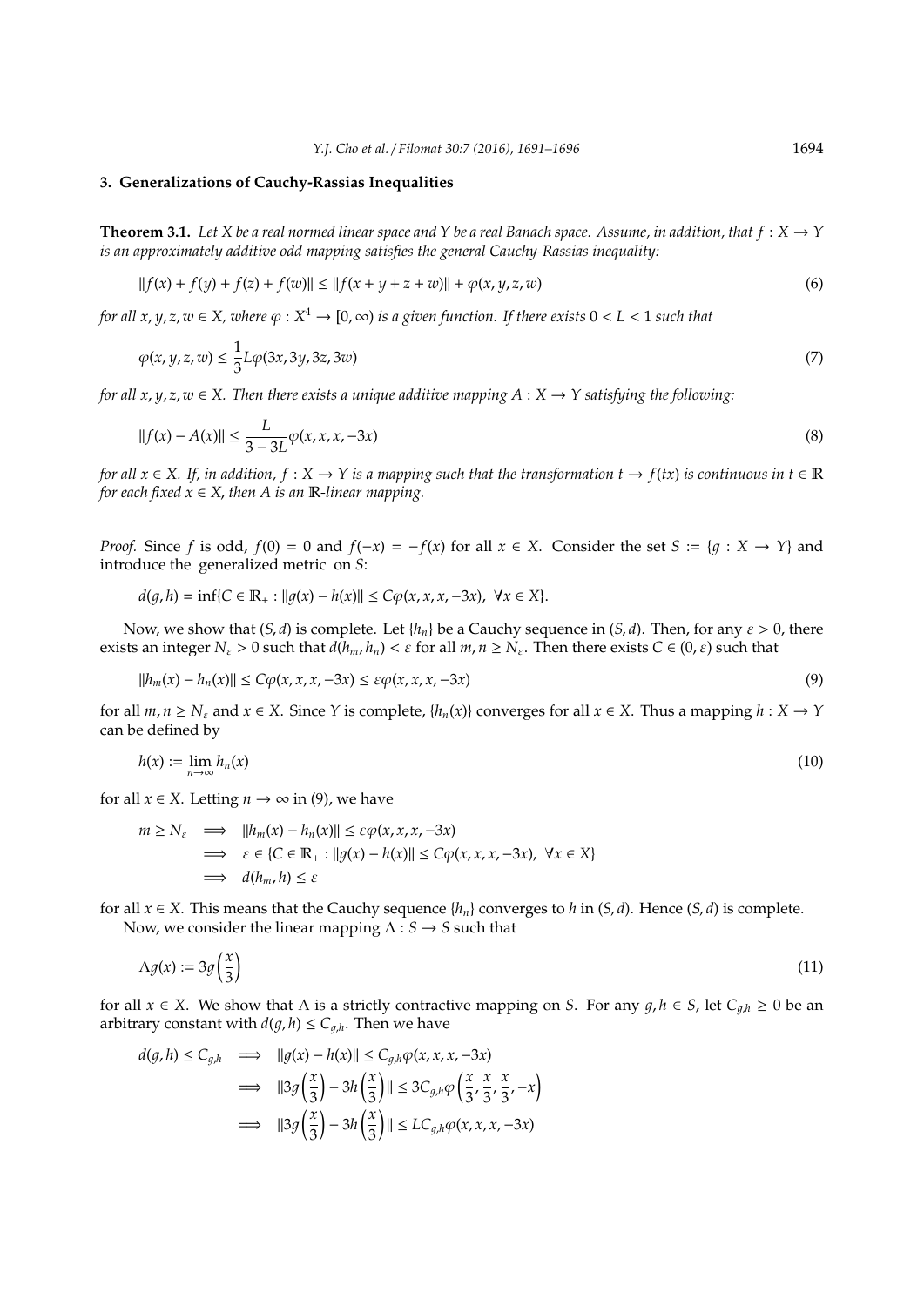## 3. Generalizations of Cauchy-Rassias Inequalities

**Theorem 3.1.** *Let $X$ be a real normed linear space and $Y$ be a real Banach space. Assume, in addition, that $f : X \to Y$ is an approximately additive odd mapping satisfies the general Cauchy-Rassias inequality:*

$$\|f(x) + f(y) + f(z) + f(w)\| \le \|f(x + y + z + w)\| + \varphi(x, y, z, w) \tag{6}$$

*for all $x, y, z, w \in X$, where $\varphi : X^4 \to [0, \infty)$ is a given function. If there exists $0 < L < 1$ such that*

$$\varphi(x, y, z, w) \le \frac{1}{3}L\varphi(3x, 3y, 3z, 3w) \tag{7}$$

*for all $x, y, z, w \in X$. Then there exists a unique additive mapping $A : X \to Y$ satisfying the following:*

$$\|f(x) - A(x)\| \le \frac{L}{3 - 3L}\varphi(x, x, x, -3x) \tag{8}$$

*for all $x \in X$. If, in addition, $f : X \to Y$ is a mapping such that the transformation $t \to f(tx)$ is continuous in $t \in \mathbb{R}$ for each fixed $x \in X$, then $A$ is an $\mathbb{R}$-linear mapping.*

*Proof.* Since $f$ is odd, $f(0) = 0$ and $f(-x) = -f(x)$ for all $x \in X$. Consider the set $S := \{g : X \to Y\}$ and introduce the generalized metric on $S$:

$$d(g, h) = \inf\{C \in \mathbb{R}_+ : \|g(x) - h(x)\| \le C\varphi(x, x, x, -3x), \ \forall x \in X\}.$$

Now, we show that $(S, d)$ is complete. Let $\{h_n\}$ be a Cauchy sequence in $(S, d)$. Then, for any $\varepsilon > 0$, there exists an integer $N_\varepsilon > 0$ such that $d(h_m, h_n) < \varepsilon$ for all $m, n \ge N_\varepsilon$. Then there exists $C \in (0, \varepsilon)$ such that

$$\|h_m(x) - h_n(x)\| \le C\varphi(x, x, x, -3x) \le \varepsilon\varphi(x, x, x, -3x) \tag{9}$$

for all $m, n \ge N_\varepsilon$ and $x \in X$. Since $Y$ is complete, $\{h_n(x)\}$ converges for all $x \in X$. Thus a mapping $h : X \to Y$ can be defined by

$$h(x) := \lim_{n\to\infty} h_n(x) \tag{10}$$

for all $x \in X$. Letting $n \to \infty$ in (9), we have

$$\begin{aligned} m \ge N_\varepsilon \quad &\Longrightarrow \quad \|h_m(x) - h_n(x)\| \le \varepsilon\varphi(x, x, x, -3x) \\ &\Longrightarrow \quad \varepsilon \in \{C \in \mathbb{R}_+ : \|g(x) - h(x)\| \le C\varphi(x, x, x, -3x), \ \forall x \in X\} \\ &\Longrightarrow \quad d(h_m, h) \le \varepsilon \end{aligned}$$

for all $x \in X$. This means that the Cauchy sequence $\{h_n\}$ converges to $h$ in $(S, d)$. Hence $(S, d)$ is complete.

Now, we consider the linear mapping $\Lambda : S \to S$ such that

$$\Lambda g(x) := 3g\left(\frac{x}{3}\right) \tag{11}$$

for all $x \in X$. We show that $\Lambda$ is a strictly contractive mapping on $S$. For any $g, h \in S$, let $C_{g,h} \ge 0$ be an arbitrary constant with $d(g, h) \le C_{g,h}$. Then we have

$$\begin{aligned} d(g, h) \le C_{g,h} \quad &\Longrightarrow \quad \|g(x) - h(x)\| \le C_{g,h}\varphi(x, x, x, -3x) \\ &\Longrightarrow \quad \|3g\left(\frac{x}{3}\right) - 3h\left(\frac{x}{3}\right)\| \le 3C_{g,h}\varphi\left(\frac{x}{3}, \frac{x}{3}, \frac{x}{3}, -x\right) \\ &\Longrightarrow \quad \|3g\left(\frac{x}{3}\right) - 3h\left(\frac{x}{3}\right)\| \le LC_{g,h}\varphi(x, x, x, -3x) \end{aligned}$$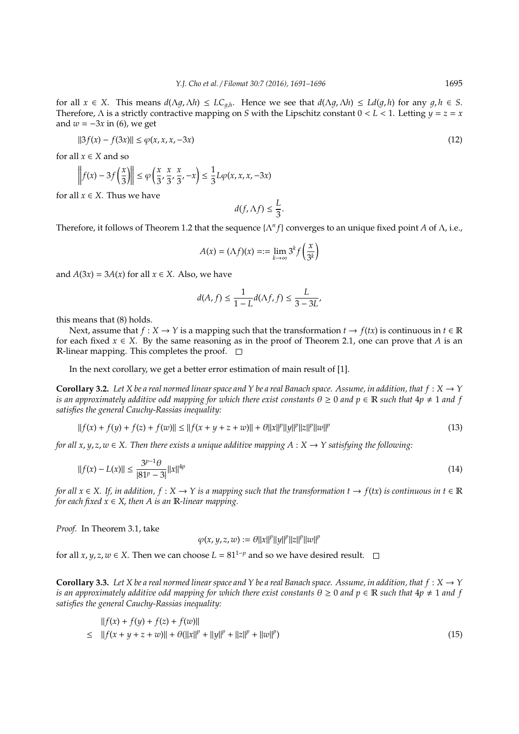for all $x \in X$. This means $d(\Lambda g, \Lambda h) \leq LC_{g,h}$. Hence we see that $d(\Lambda g, \Lambda h) \leq Ld(g,h)$ for any $g, h \in S$. Therefore, $\Lambda$ is a strictly contractive mapping on $S$ with the Lipschitz constant $0 < L < 1$. Letting $y = z = x$ and $w = -3x$ in (6), we get

$$\|3f(x) - f(3x)\| \leq \varphi(x, x, x, -3x) \tag{12}$$

for all $x \in X$ and so

$$\left\| f(x) - 3f\left(\frac{x}{3}\right) \right\| \leq \varphi\left(\frac{x}{3}, \frac{x}{3}, \frac{x}{3}, -x\right) \leq \frac{1}{3} L\varphi(x, x, x, -3x)$$

for all $x \in X$. Thus we have

$$d(f, \Lambda f) \leq \frac{L}{3}.$$

Therefore, it follows of Theorem 1.2 that the sequence $\{\Lambda^n f\}$ converges to an unique fixed point $A$ of $\Lambda$, i.e.,

$$A(x) = (\Lambda f)(x) =:= \lim_{k \to \infty} 3^k f\left(\frac{x}{3^k}\right)$$

and $A(3x) = 3A(x)$ for all $x \in X$. Also, we have

$$d(A, f) \leq \frac{1}{1 - L} d(\Lambda f, f) \leq \frac{L}{3 - 3L},$$

this means that (8) holds.

Next, assume that $f : X \to Y$ is a mapping such that the transformation $t \to f(tx)$ is continuous in $t \in \mathbb{R}$ for each fixed $x \in X$. By the same reasoning as in the proof of Theorem 2.1, one can prove that $A$ is an $\mathbb{R}$-linear mapping. This completes the proof. $\square$

In the next corollary, we get a better error estimation of main result of [1].

**Corollary 3.2.** *Let $X$ be a real normed linear space and $Y$ be a real Banach space. Assume, in addition, that $f : X \to Y$ is an approximately additive odd mapping for which there exist constants $\theta \geq 0$ and $p \in \mathbb{R}$ such that $4p \neq 1$ and $f$ satisfies the general Cauchy-Rassias inequality:*

$$\|f(x) + f(y) + f(z) + f(w)\| \leq \|f(x + y + z + w)\| + \theta \|x\|^p \|y\|^p \|z\|^p \|w\|^p \tag{13}$$

*for all $x, y, z, w \in X$. Then there exists a unique additive mapping $A : X \to Y$ satisfying the following:*

$$\|f(x) - L(x)\| \leq \frac{3^{p-1}\theta}{|81^p - 3|} \|x\|^{4p} \tag{14}$$

*for all $x \in X$. If, in addition, $f : X \to Y$ is a mapping such that the transformation $t \to f(tx)$ is continuous in $t \in \mathbb{R}$ for each fixed $x \in X$, then $A$ is an $\mathbb{R}$-linear mapping.*

*Proof.* In Theorem 3.1, take

$$\varphi(x, y, z, w) := \theta \|x\|^p \|y\|^p \|z\|^p \|w\|^p$$

for all $x, y, z, w \in X$. Then we can choose $L = 81^{1-p}$ and so we have desired result. $\square$

**Corollary 3.3.** *Let $X$ be a real normed linear space and $Y$ be a real Banach space. Assume, in addition, that $f : X \to Y$ is an approximately additive odd mapping for which there exist constants $\theta \geq 0$ and $p \in \mathbb{R}$ such that $4p \neq 1$ and $f$ satisfies the general Cauchy-Rassias inequality:*

$$\begin{aligned} &\|f(x) + f(y) + f(z) + f(w)\| \\ \leq\ &\|f(x + y + z + w)\| + \theta(\|x\|^p + \|y\|^p + \|z\|^p + \|w\|^p) \end{aligned} \tag{15}$$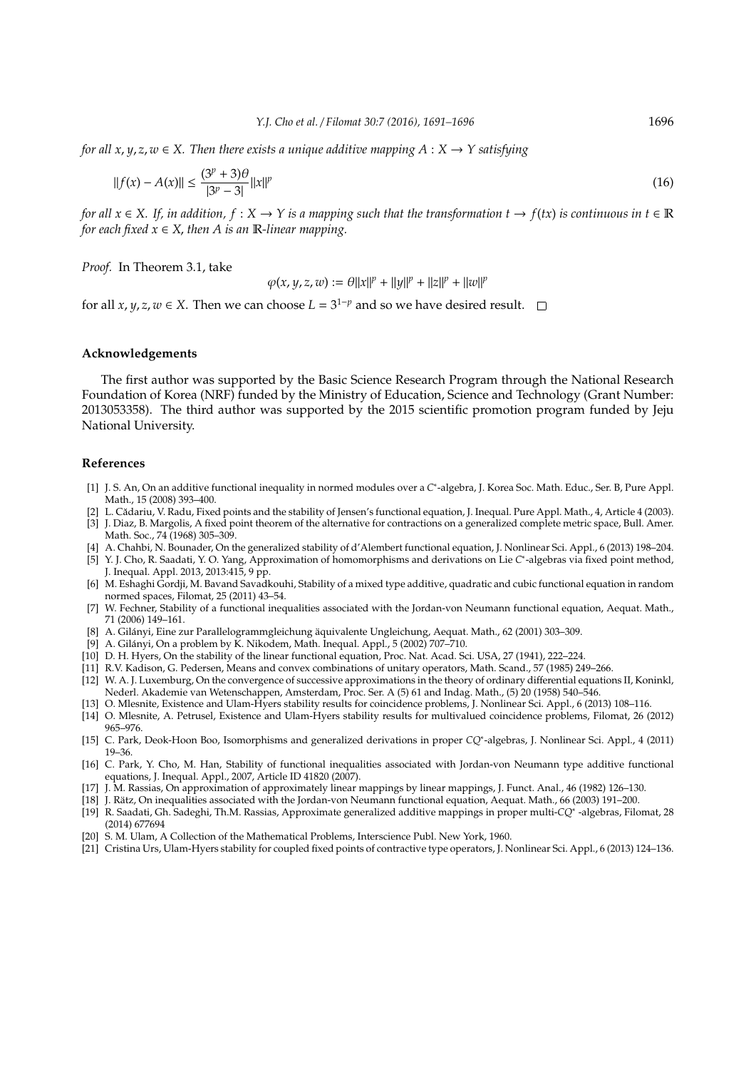*for all $x, y, z, w \in X$. Then there exists a unique additive mapping $A : X \to Y$ satisfying*

$$\|f(x) - A(x)\| \leq \frac{(3^p + 3)\theta}{|3^p - 3|}\|x\|^p \tag{16}$$

*for all $x \in X$. If, in addition, $f : X \to Y$ is a mapping such that the transformation $t \to f(tx)$ is continuous in $t \in \mathbb{R}$ for each fixed $x \in X$, then $A$ is an $\mathbb{R}$-linear mapping.*

*Proof.* In Theorem 3.1, take

$$\varphi(x, y, z, w) := \theta\|x\|^p + \|y\|^p + \|z\|^p + \|w\|^p$$

for all $x, y, z, w \in X$. Then we can choose $L = 3^{1-p}$ and so we have desired result. □

## Acknowledgements

The first author was supported by the Basic Science Research Program through the National Research Foundation of Korea (NRF) funded by the Ministry of Education, Science and Technology (Grant Number: 2013053358). The third author was supported by the 2015 scientific promotion program funded by Jeju National University.

## References

[1] J. S. An, On an additive functional inequality in normed modules over a $C^*$-algebra, J. Korea Soc. Math. Educ., Ser. B, Pure Appl. Math., 15 (2008) 393–400.

[2] L. Cădariu, V. Radu, Fixed points and the stability of Jensen's functional equation, J. Inequal. Pure Appl. Math., 4, Article 4 (2003).

[3] J. Diaz, B. Margolis, A fixed point theorem of the alternative for contractions on a generalized complete metric space, Bull. Amer. Math. Soc., 74 (1968) 305–309.

[4] A. Chahbi, N. Bounader, On the generalized stability of d'Alembert functional equation, J. Nonlinear Sci. Appl., 6 (2013) 198–204.

[5] Y. J. Cho, R. Saadati, Y. O. Yang, Approximation of homomorphisms and derivations on Lie $C^*$-algebras via fixed point method, J. Inequal. Appl. 2013, 2013:415, 9 pp.

[6] M. Eshaghi Gordji, M. Bavand Savadkouhi, Stability of a mixed type additive, quadratic and cubic functional equation in random normed spaces, Filomat, 25 (2011) 43–54.

[7] W. Fechner, Stability of a functional inequalities associated with the Jordan-von Neumann functional equation, Aequat. Math., 71 (2006) 149–161.

[8] A. Gilányi, Eine zur Parallelogrammgleichung äquivalente Ungleichung, Aequat. Math., 62 (2001) 303–309.

[9] A. Gilányi, On a problem by K. Nikodem, Math. Inequal. Appl., 5 (2002) 707–710.

[10] D. H. Hyers, On the stability of the linear functional equation, Proc. Nat. Acad. Sci. USA, 27 (1941), 222–224.

[11] R.V. Kadison, G. Pedersen, Means and convex combinations of unitary operators, Math. Scand., 57 (1985) 249–266.

[12] W. A. J. Luxemburg, On the convergence of successive approximations in the theory of ordinary differential equations II, Koninkl, Nederl. Akademie van Wetenschappen, Amsterdam, Proc. Ser. A (5) 61 and Indag. Math., (5) 20 (1958) 540–546.

[13] O. Mlesnite, Existence and Ulam-Hyers stability results for coincidence problems, J. Nonlinear Sci. Appl., 6 (2013) 108–116.

[14] O. Mlesnite, A. Petrusel, Existence and Ulam-Hyers stability results for multivalued coincidence problems, Filomat, 26 (2012) 965–976.

[15] C. Park, Deok-Hoon Boo, Isomorphisms and generalized derivations in proper $CQ^*$-algebras, J. Nonlinear Sci. Appl., 4 (2011) 19–36.

[16] C. Park, Y. Cho, M. Han, Stability of functional inequalities associated with Jordan-von Neumann type additive functional equations, J. Inequal. Appl., 2007, Article ID 41820 (2007).

[17] J. M. Rassias, On approximation of approximately linear mappings by linear mappings, J. Funct. Anal., 46 (1982) 126–130.

[18] J. Rätz, On inequalities associated with the Jordan-von Neumann functional equation, Aequat. Math., 66 (2003) 191–200.

[19] R. Saadati, Gh. Sadeghi, Th.M. Rassias, Approximate generalized additive mappings in proper multi-$CQ^*$ -algebras, Filomat, 28 (2014) 677694

[20] S. M. Ulam, A Collection of the Mathematical Problems, Interscience Publ. New York, 1960.

[21] Cristina Urs, Ulam-Hyers stability for coupled fixed points of contractive type operators, J. Nonlinear Sci. Appl., 6 (2013) 124–136.